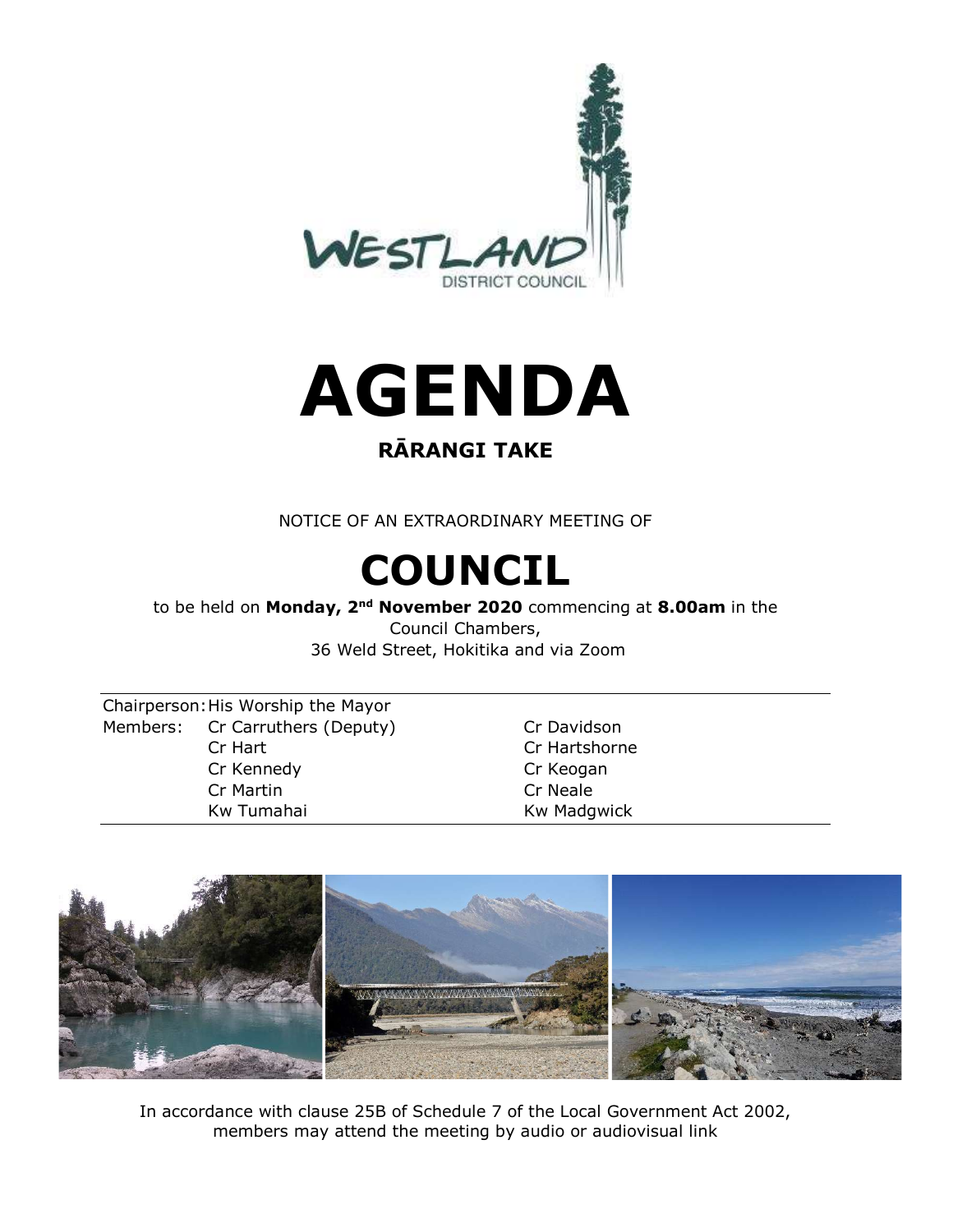# AGENDA

## RĀRANGI TAKE

NOTICE OF AN EXTRAORDINARY MEETING OF

# COUNCIL

to be held on **Monday, 2nd November 2020** commencing at **8.00am** in the Council Chambers, 36 Weld Street, Hokitika and via Zoom

| | | |
|---|---|---|
| Chairperson: | His Worship the Mayor | |
| Members: | Cr Carruthers (Deputy) | Cr Davidson |
| | Cr Hart | Cr Hartshorne |
| | Cr Kennedy | Cr Keogan |
| | Cr Martin | Cr Neale |
| | Kw Tumahai | Kw Madgwick |

In accordance with clause 25B of Schedule 7 of the Local Government Act 2002, members may attend the meeting by audio or audiovisual link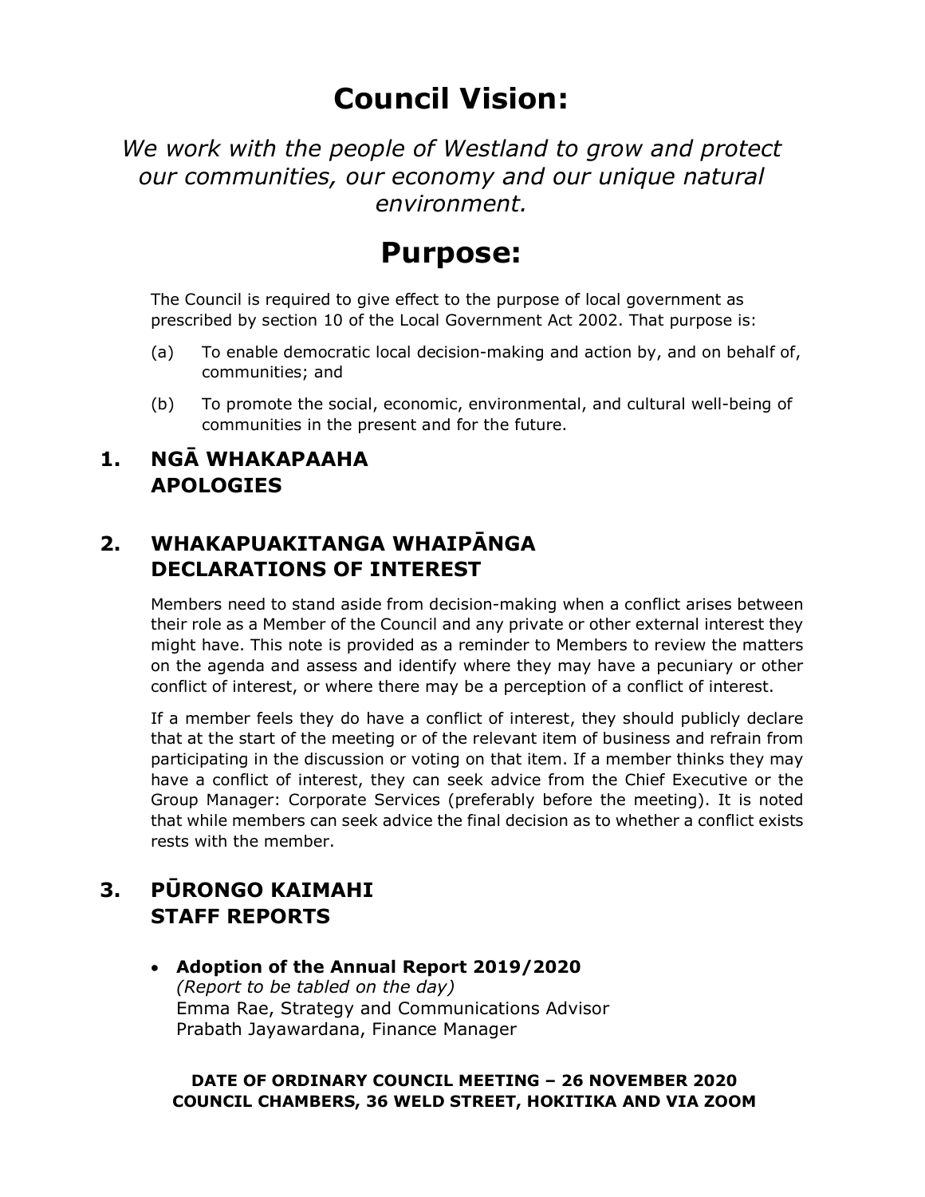# Council Vision:

*We work with the people of Westland to grow and protect our communities, our economy and our unique natural environment.*

# Purpose:

The Council is required to give effect to the purpose of local government as prescribed by section 10 of the Local Government Act 2002. That purpose is:

(a) To enable democratic local decision-making and action by, and on behalf of, communities; and

(b) To promote the social, economic, environmental, and cultural well-being of communities in the present and for the future.

## 1. NGĀ WHAKAPAAHA APOLOGIES

## 2. WHAKAPUAKITANGA WHAIPĀNGA DECLARATIONS OF INTEREST

Members need to stand aside from decision-making when a conflict arises between their role as a Member of the Council and any private or other external interest they might have. This note is provided as a reminder to Members to review the matters on the agenda and assess and identify where they may have a pecuniary or other conflict of interest, or where there may be a perception of a conflict of interest.

If a member feels they do have a conflict of interest, they should publicly declare that at the start of the meeting or of the relevant item of business and refrain from participating in the discussion or voting on that item. If a member thinks they may have a conflict of interest, they can seek advice from the Chief Executive or the Group Manager: Corporate Services (preferably before the meeting). It is noted that while members can seek advice the final decision as to whether a conflict exists rests with the member.

## 3. PŪRONGO KAIMAHI STAFF REPORTS

- **Adoption of the Annual Report 2019/2020**
  *(Report to be tabled on the day)*
  Emma Rae, Strategy and Communications Advisor
  Prabath Jayawardana, Finance Manager

**DATE OF ORDINARY COUNCIL MEETING – 26 NOVEMBER 2020**
**COUNCIL CHAMBERS, 36 WELD STREET, HOKITIKA AND VIA ZOOM**